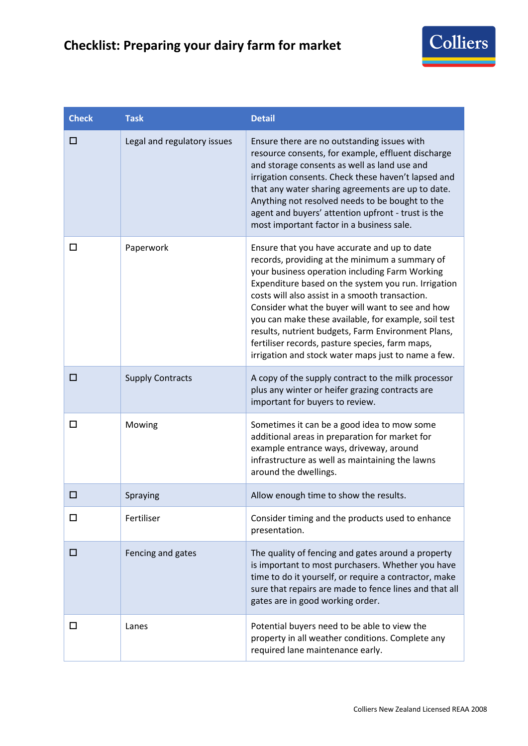# Checklist: Preparing your dairy farm for market

| Check | Task | Detail |
|---|---|---|
| ☐ | Legal and regulatory issues | Ensure there are no outstanding issues with resource consents, for example, effluent discharge and storage consents as well as land use and irrigation consents. Check these haven't lapsed and that any water sharing agreements are up to date. Anything not resolved needs to be bought to the agent and buyers' attention upfront - trust is the most important factor in a business sale. |
| ☐ | Paperwork | Ensure that you have accurate and up to date records, providing at the minimum a summary of your business operation including Farm Working Expenditure based on the system you run. Irrigation costs will also assist in a smooth transaction. Consider what the buyer will want to see and how you can make these available, for example, soil test results, nutrient budgets, Farm Environment Plans, fertiliser records, pasture species, farm maps, irrigation and stock water maps just to name a few. |
| ☐ | Supply Contracts | A copy of the supply contract to the milk processor plus any winter or heifer grazing contracts are important for buyers to review. |
| ☐ | Mowing | Sometimes it can be a good idea to mow some additional areas in preparation for market for example entrance ways, driveway, around infrastructure as well as maintaining the lawns around the dwellings. |
| ☐ | Spraying | Allow enough time to show the results. |
| ☐ | Fertiliser | Consider timing and the products used to enhance presentation. |
| ☐ | Fencing and gates | The quality of fencing and gates around a property is important to most purchasers. Whether you have time to do it yourself, or require a contractor, make sure that repairs are made to fence lines and that all gates are in good working order. |
| ☐ | Lanes | Potential buyers need to be able to view the property in all weather conditions. Complete any required lane maintenance early. |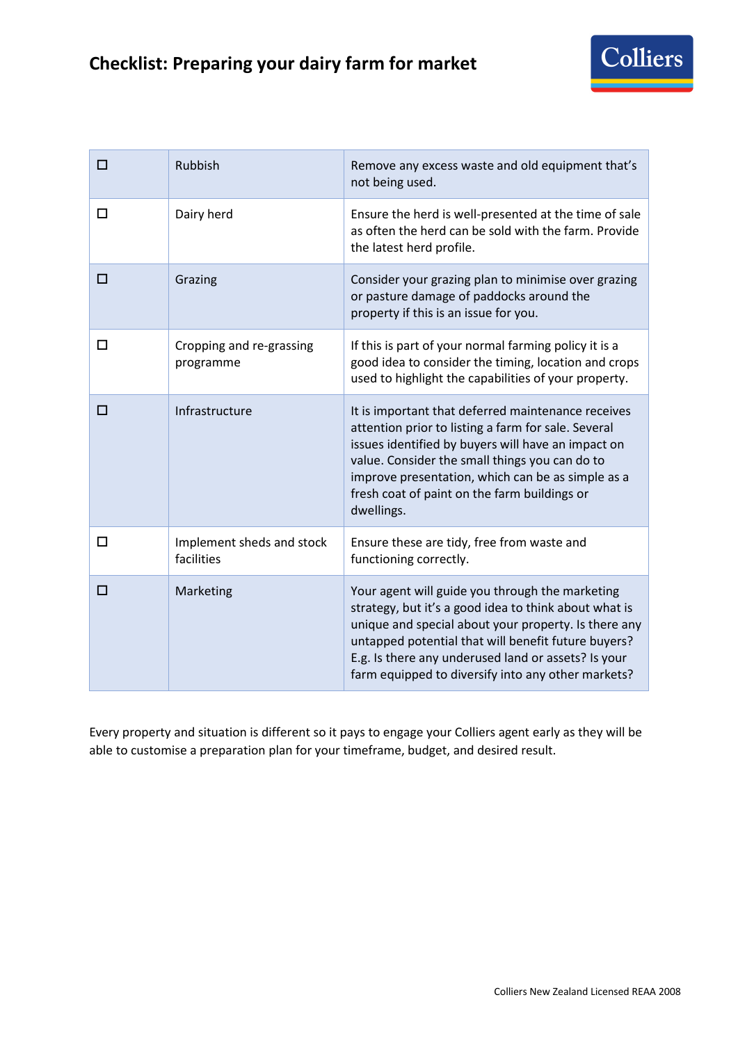# Checklist: Preparing your dairy farm for market

| | | |
|---|---|---|
| ☐ | Rubbish | Remove any excess waste and old equipment that's not being used. |
| ☐ | Dairy herd | Ensure the herd is well-presented at the time of sale as often the herd can be sold with the farm. Provide the latest herd profile. |
| ☐ | Grazing | Consider your grazing plan to minimise over grazing or pasture damage of paddocks around the property if this is an issue for you. |
| ☐ | Cropping and re-grassing programme | If this is part of your normal farming policy it is a good idea to consider the timing, location and crops used to highlight the capabilities of your property. |
| ☐ | Infrastructure | It is important that deferred maintenance receives attention prior to listing a farm for sale. Several issues identified by buyers will have an impact on value. Consider the small things you can do to improve presentation, which can be as simple as a fresh coat of paint on the farm buildings or dwellings. |
| ☐ | Implement sheds and stock facilities | Ensure these are tidy, free from waste and functioning correctly. |
| ☐ | Marketing | Your agent will guide you through the marketing strategy, but it's a good idea to think about what is unique and special about your property. Is there any untapped potential that will benefit future buyers? E.g. Is there any underused land or assets? Is your farm equipped to diversify into any other markets? |

Every property and situation is different so it pays to engage your Colliers agent early as they will be able to customise a preparation plan for your timeframe, budget, and desired result.

Colliers New Zealand Licensed REAA 2008